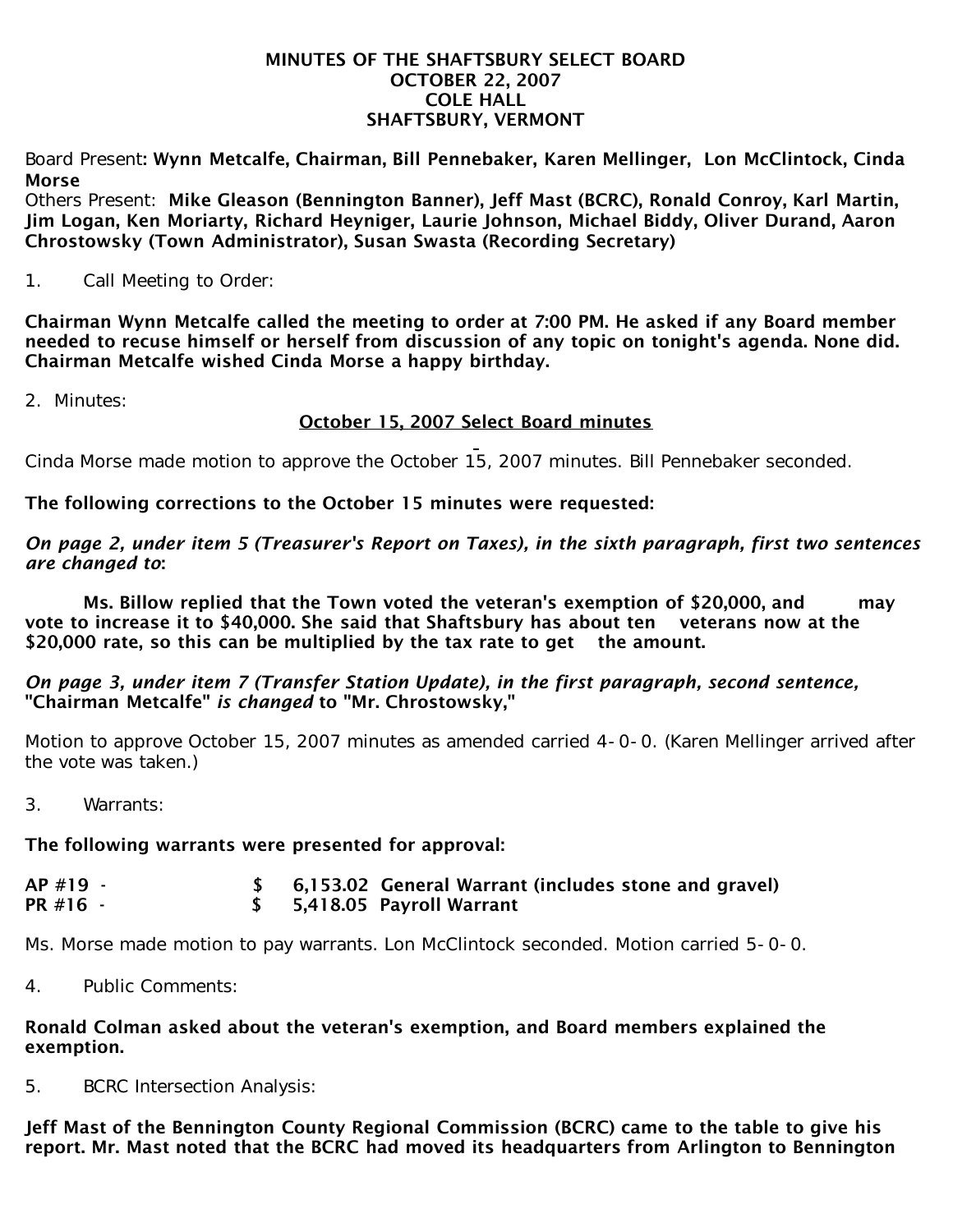# MINUTES OF THE SHAFTSBURY SELECT BOARD
## OCTOBER 22, 2007
## COLE HALL
## SHAFTSBURY, VERMONT

Board Present: **Wynn Metcalfe, Chairman, Bill Pennebaker, Karen Mellinger, Lon McClintock, Cinda Morse**

Others Present: **Mike Gleason (Bennington Banner), Jeff Mast (BCRC), Ronald Conroy, Karl Martin, Jim Logan, Ken Moriarty, Richard Heyniger, Laurie Johnson, Michael Biddy, Oliver Durand, Aaron Chrostowsky (Town Administrator), Susan Swasta (Recording Secretary)**

1. Call Meeting to Order:

**Chairman Wynn Metcalfe called the meeting to order at 7:00 PM. He asked if any Board member needed to recuse himself or herself from discussion of any topic on tonight's agenda. None did. Chairman Metcalfe wished Cinda Morse a happy birthday.**

2. Minutes:

**October 15, 2007 Select Board minutes**

Cinda Morse made motion to approve the October 15, 2007 minutes. Bill Pennebaker seconded.

**The following corrections to the October 15 minutes were requested:**

***On page 2, under item 5 (Treasurer's Report on Taxes), in the sixth paragraph, first two sentences are changed to*:**

**Ms. Billow replied that the Town voted the veteran's exemption of $20,000, and may vote to increase it to $40,000. She said that Shaftsbury has about ten veterans now at the $20,000 rate, so this can be multiplied by the tax rate to get the amount.**

***On page 3, under item 7 (Transfer Station Update), in the first paragraph, second sentence,* "Chairman Metcalfe" *is changed* to "Mr. Chrostowsky,"**

Motion to approve October 15, 2007 minutes as amended carried 4-0-0. (Karen Mellinger arrived after the vote was taken.)

3. Warrants:

**The following warrants were presented for approval:**

| | | |
|---|---|---|
| **AP #19 -** | **$ 6,153.02** | **General Warrant (includes stone and gravel)** |
| **PR #16 -** | **$ 5,418.05** | **Payroll Warrant** |

Ms. Morse made motion to pay warrants. Lon McClintock seconded. Motion carried 5-0-0.

4. Public Comments:

**Ronald Colman asked about the veteran's exemption, and Board members explained the exemption.**

5. BCRC Intersection Analysis:

**Jeff Mast of the Bennington County Regional Commission (BCRC) came to the table to give his report. Mr. Mast noted that the BCRC had moved its headquarters from Arlington to Bennington**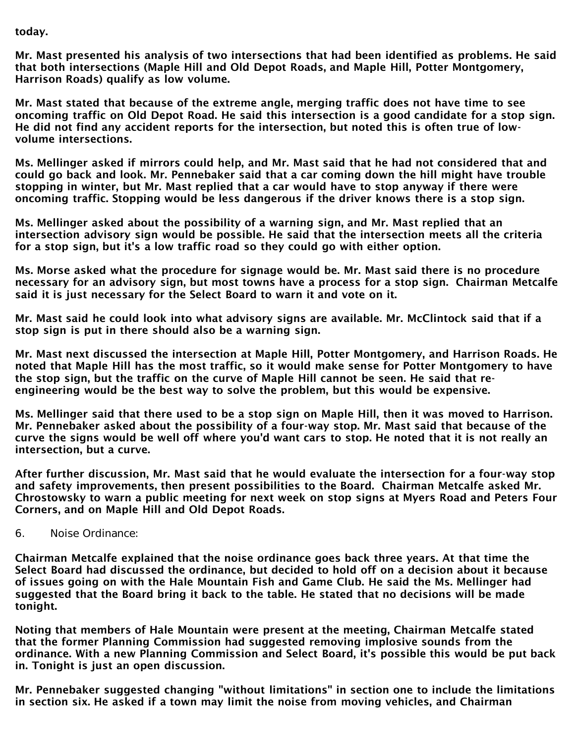today.

Mr. Mast presented his analysis of two intersections that had been identified as problems. He said that both intersections (Maple Hill and Old Depot Roads, and Maple Hill, Potter Montgomery, Harrison Roads) qualify as low volume.

Mr. Mast stated that because of the extreme angle, merging traffic does not have time to see oncoming traffic on Old Depot Road. He said this intersection is a good candidate for a stop sign. He did not find any accident reports for the intersection, but noted this is often true of low-volume intersections.

Ms. Mellinger asked if mirrors could help, and Mr. Mast said that he had not considered that and could go back and look. Mr. Pennebaker said that a car coming down the hill might have trouble stopping in winter, but Mr. Mast replied that a car would have to stop anyway if there were oncoming traffic. Stopping would be less dangerous if the driver knows there is a stop sign.

Ms. Mellinger asked about the possibility of a warning sign, and Mr. Mast replied that an intersection advisory sign would be possible. He said that the intersection meets all the criteria for a stop sign, but it's a low traffic road so they could go with either option.

Ms. Morse asked what the procedure for signage would be. Mr. Mast said there is no procedure necessary for an advisory sign, but most towns have a process for a stop sign. Chairman Metcalfe said it is just necessary for the Select Board to warn it and vote on it.

Mr. Mast said he could look into what advisory signs are available. Mr. McClintock said that if a stop sign is put in there should also be a warning sign.

Mr. Mast next discussed the intersection at Maple Hill, Potter Montgomery, and Harrison Roads. He noted that Maple Hill has the most traffic, so it would make sense for Potter Montgomery to have the stop sign, but the traffic on the curve of Maple Hill cannot be seen. He said that re-engineering would be the best way to solve the problem, but this would be expensive.

Ms. Mellinger said that there used to be a stop sign on Maple Hill, then it was moved to Harrison. Mr. Pennebaker asked about the possibility of a four-way stop. Mr. Mast said that because of the curve the signs would be well off where you'd want cars to stop. He noted that it is not really an intersection, but a curve.

After further discussion, Mr. Mast said that he would evaluate the intersection for a four-way stop and safety improvements, then present possibilities to the Board. Chairman Metcalfe asked Mr. Chrostowsky to warn a public meeting for next week on stop signs at Myers Road and Peters Four Corners, and on Maple Hill and Old Depot Roads.

6. Noise Ordinance:

Chairman Metcalfe explained that the noise ordinance goes back three years. At that time the Select Board had discussed the ordinance, but decided to hold off on a decision about it because of issues going on with the Hale Mountain Fish and Game Club. He said the Ms. Mellinger had suggested that the Board bring it back to the table. He stated that no decisions will be made tonight.

Noting that members of Hale Mountain were present at the meeting, Chairman Metcalfe stated that the former Planning Commission had suggested removing implosive sounds from the ordinance. With a new Planning Commission and Select Board, it's possible this would be put back in. Tonight is just an open discussion.

Mr. Pennebaker suggested changing "without limitations" in section one to include the limitations in section six. He asked if a town may limit the noise from moving vehicles, and Chairman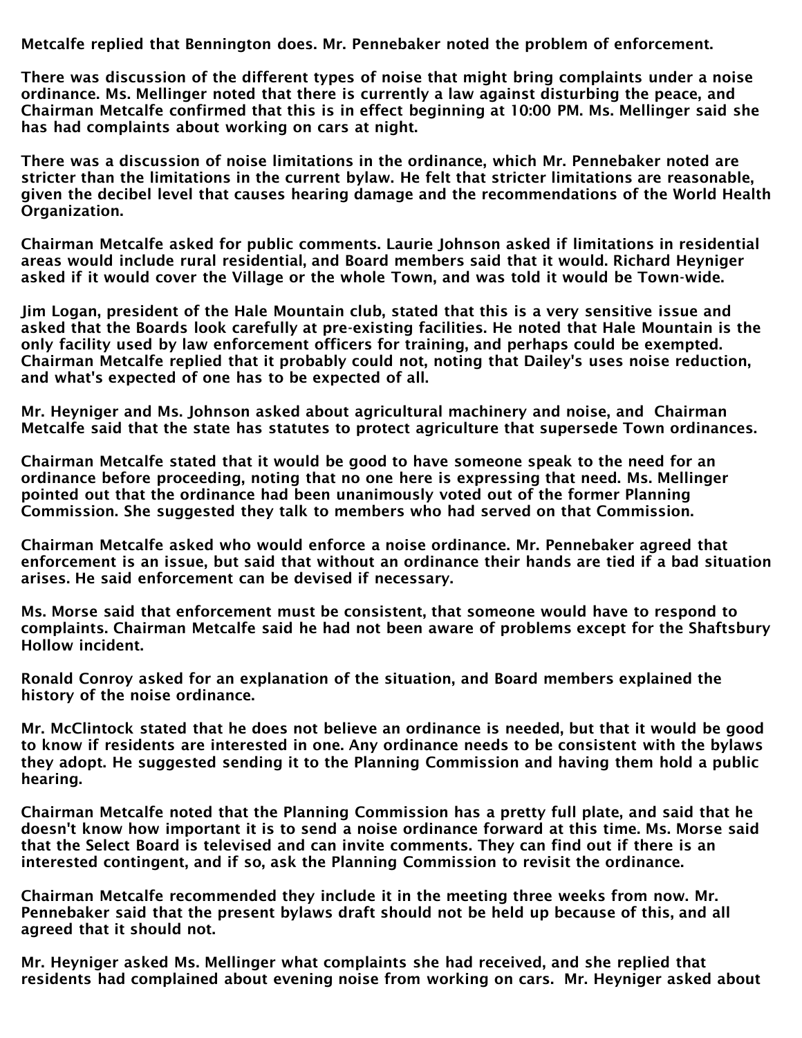Metcalfe replied that Bennington does. Mr. Pennebaker noted the problem of enforcement.

There was discussion of the different types of noise that might bring complaints under a noise ordinance. Ms. Mellinger noted that there is currently a law against disturbing the peace, and Chairman Metcalfe confirmed that this is in effect beginning at 10:00 PM. Ms. Mellinger said she has had complaints about working on cars at night.

There was a discussion of noise limitations in the ordinance, which Mr. Pennebaker noted are stricter than the limitations in the current bylaw. He felt that stricter limitations are reasonable, given the decibel level that causes hearing damage and the recommendations of the World Health Organization.

Chairman Metcalfe asked for public comments. Laurie Johnson asked if limitations in residential areas would include rural residential, and Board members said that it would. Richard Heyniger asked if it would cover the Village or the whole Town, and was told it would be Town-wide.

Jim Logan, president of the Hale Mountain club, stated that this is a very sensitive issue and asked that the Boards look carefully at pre-existing facilities. He noted that Hale Mountain is the only facility used by law enforcement officers for training, and perhaps could be exempted. Chairman Metcalfe replied that it probably could not, noting that Dailey's uses noise reduction, and what's expected of one has to be expected of all.

Mr. Heyniger and Ms. Johnson asked about agricultural machinery and noise, and Chairman Metcalfe said that the state has statutes to protect agriculture that supersede Town ordinances.

Chairman Metcalfe stated that it would be good to have someone speak to the need for an ordinance before proceeding, noting that no one here is expressing that need. Ms. Mellinger pointed out that the ordinance had been unanimously voted out of the former Planning Commission. She suggested they talk to members who had served on that Commission.

Chairman Metcalfe asked who would enforce a noise ordinance. Mr. Pennebaker agreed that enforcement is an issue, but said that without an ordinance their hands are tied if a bad situation arises. He said enforcement can be devised if necessary.

Ms. Morse said that enforcement must be consistent, that someone would have to respond to complaints. Chairman Metcalfe said he had not been aware of problems except for the Shaftsbury Hollow incident.

Ronald Conroy asked for an explanation of the situation, and Board members explained the history of the noise ordinance.

Mr. McClintock stated that he does not believe an ordinance is needed, but that it would be good to know if residents are interested in one. Any ordinance needs to be consistent with the bylaws they adopt. He suggested sending it to the Planning Commission and having them hold a public hearing.

Chairman Metcalfe noted that the Planning Commission has a pretty full plate, and said that he doesn't know how important it is to send a noise ordinance forward at this time. Ms. Morse said that the Select Board is televised and can invite comments. They can find out if there is an interested contingent, and if so, ask the Planning Commission to revisit the ordinance.

Chairman Metcalfe recommended they include it in the meeting three weeks from now. Mr. Pennebaker said that the present bylaws draft should not be held up because of this, and all agreed that it should not.

Mr. Heyniger asked Ms. Mellinger what complaints she had received, and she replied that residents had complained about evening noise from working on cars. Mr. Heyniger asked about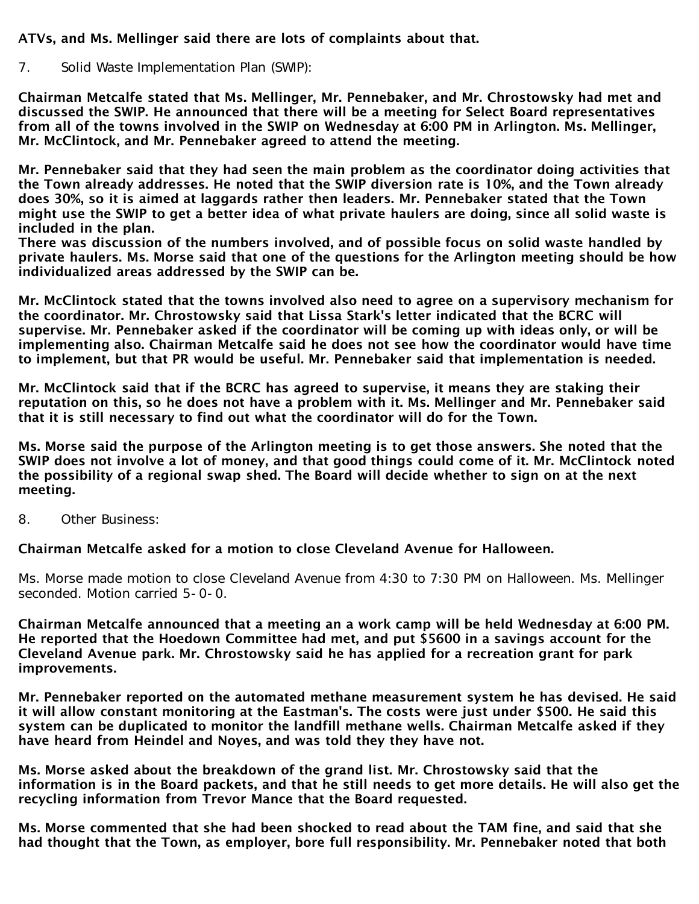**ATVs, and Ms. Mellinger said there are lots of complaints about that.**

7. Solid Waste Implementation Plan (SWIP):

**Chairman Metcalfe stated that Ms. Mellinger, Mr. Pennebaker, and Mr. Chrostowsky had met and discussed the SWIP. He announced that there will be a meeting for Select Board representatives from all of the towns involved in the SWIP on Wednesday at 6:00 PM in Arlington. Ms. Mellinger, Mr. McClintock, and Mr. Pennebaker agreed to attend the meeting.**

**Mr. Pennebaker said that they had seen the main problem as the coordinator doing activities that the Town already addresses. He noted that the SWIP diversion rate is 10%, and the Town already does 30%, so it is aimed at laggards rather then leaders. Mr. Pennebaker stated that the Town might use the SWIP to get a better idea of what private haulers are doing, since all solid waste is included in the plan.**
**There was discussion of the numbers involved, and of possible focus on solid waste handled by private haulers. Ms. Morse said that one of the questions for the Arlington meeting should be how individualized areas addressed by the SWIP can be.**

**Mr. McClintock stated that the towns involved also need to agree on a supervisory mechanism for the coordinator. Mr. Chrostowsky said that Lissa Stark's letter indicated that the BCRC will supervise. Mr. Pennebaker asked if the coordinator will be coming up with ideas only, or will be implementing also. Chairman Metcalfe said he does not see how the coordinator would have time to implement, but that PR would be useful. Mr. Pennebaker said that implementation is needed.**

**Mr. McClintock said that if the BCRC has agreed to supervise, it means they are staking their reputation on this, so he does not have a problem with it. Ms. Mellinger and Mr. Pennebaker said that it is still necessary to find out what the coordinator will do for the Town.**

**Ms. Morse said the purpose of the Arlington meeting is to get those answers. She noted that the SWIP does not involve a lot of money, and that good things could come of it. Mr. McClintock noted the possibility of a regional swap shed. The Board will decide whether to sign on at the next meeting.**

8. Other Business:

**Chairman Metcalfe asked for a motion to close Cleveland Avenue for Halloween.**

Ms. Morse made motion to close Cleveland Avenue from 4:30 to 7:30 PM on Halloween. Ms. Mellinger seconded. Motion carried 5-0-0.

**Chairman Metcalfe announced that a meeting an a work camp will be held Wednesday at 6:00 PM. He reported that the Hoedown Committee had met, and put $5600 in a savings account for the Cleveland Avenue park. Mr. Chrostowsky said he has applied for a recreation grant for park improvements.**

**Mr. Pennebaker reported on the automated methane measurement system he has devised. He said it will allow constant monitoring at the Eastman's. The costs were just under $500. He said this system can be duplicated to monitor the landfill methane wells. Chairman Metcalfe asked if they have heard from Heindel and Noyes, and was told they they have not.**

**Ms. Morse asked about the breakdown of the grand list. Mr. Chrostowsky said that the information is in the Board packets, and that he still needs to get more details. He will also get the recycling information from Trevor Mance that the Board requested.**

**Ms. Morse commented that she had been shocked to read about the TAM fine, and said that she had thought that the Town, as employer, bore full responsibility. Mr. Pennebaker noted that both**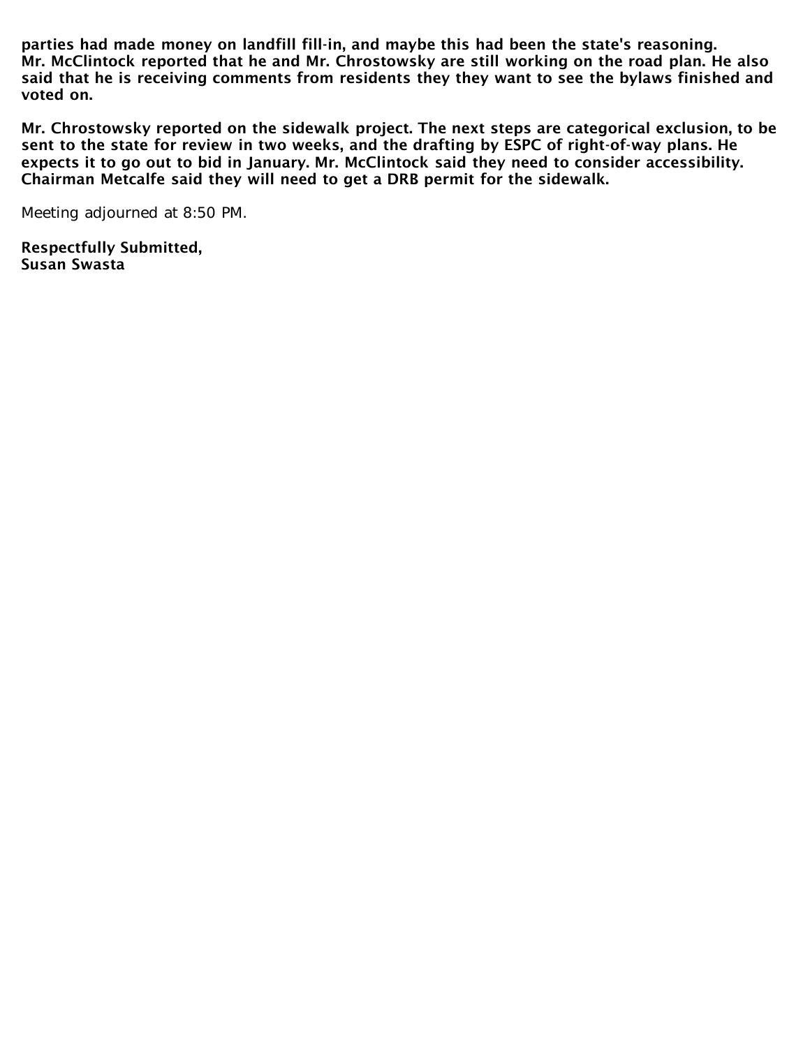**parties had made money on landfill fill-in, and maybe this had been the state's reasoning. Mr. McClintock reported that he and Mr. Chrostowsky are still working on the road plan. He also said that he is receiving comments from residents they they want to see the bylaws finished and voted on.**

**Mr. Chrostowsky reported on the sidewalk project. The next steps are categorical exclusion, to be sent to the state for review in two weeks, and the drafting by ESPC of right-of-way plans. He expects it to go out to bid in January. Mr. McClintock said they need to consider accessibility. Chairman Metcalfe said they will need to get a DRB permit for the sidewalk.**

Meeting adjourned at 8:50 PM.

**Respectfully Submitted,**
**Susan Swasta**